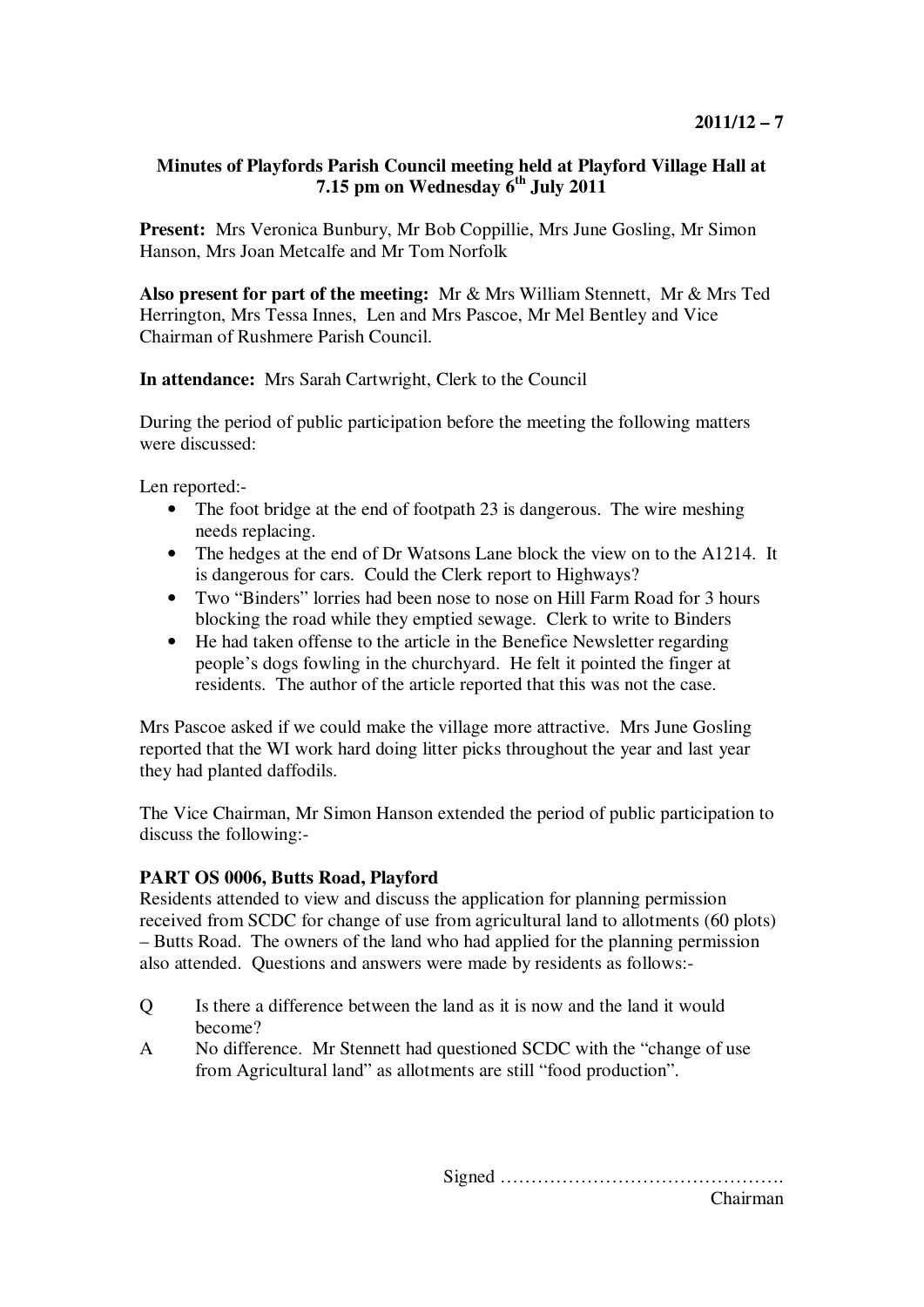**2011/12 – 7**

**Minutes of Playfords Parish Council meeting held at Playford Village Hall at 7.15 pm on Wednesday 6th July 2011**

**Present:** Mrs Veronica Bunbury, Mr Bob Coppillie, Mrs June Gosling, Mr Simon Hanson, Mrs Joan Metcalfe and Mr Tom Norfolk

**Also present for part of the meeting:** Mr & Mrs William Stennett, Mr & Mrs Ted Herrington, Mrs Tessa Innes, Len and Mrs Pascoe, Mr Mel Bentley and Vice Chairman of Rushmere Parish Council.

**In attendance:** Mrs Sarah Cartwright, Clerk to the Council

During the period of public participation before the meeting the following matters were discussed:

Len reported:-

- The foot bridge at the end of footpath 23 is dangerous. The wire meshing needs replacing.
- The hedges at the end of Dr Watsons Lane block the view on to the A1214. It is dangerous for cars. Could the Clerk report to Highways?
- Two "Binders" lorries had been nose to nose on Hill Farm Road for 3 hours blocking the road while they emptied sewage. Clerk to write to Binders
- He had taken offense to the article in the Benefice Newsletter regarding people's dogs fowling in the churchyard. He felt it pointed the finger at residents. The author of the article reported that this was not the case.

Mrs Pascoe asked if we could make the village more attractive. Mrs June Gosling reported that the WI work hard doing litter picks throughout the year and last year they had planted daffodils.

The Vice Chairman, Mr Simon Hanson extended the period of public participation to discuss the following:-

**PART OS 0006, Butts Road, Playford**

Residents attended to view and discuss the application for planning permission received from SCDC for change of use from agricultural land to allotments (60 plots) – Butts Road. The owners of the land who had applied for the planning permission also attended. Questions and answers were made by residents as follows:-

Q Is there a difference between the land as it is now and the land it would become?

A No difference. Mr Stennett had questioned SCDC with the "change of use from Agricultural land" as allotments are still "food production".

Signed ……………………………………….
Chairman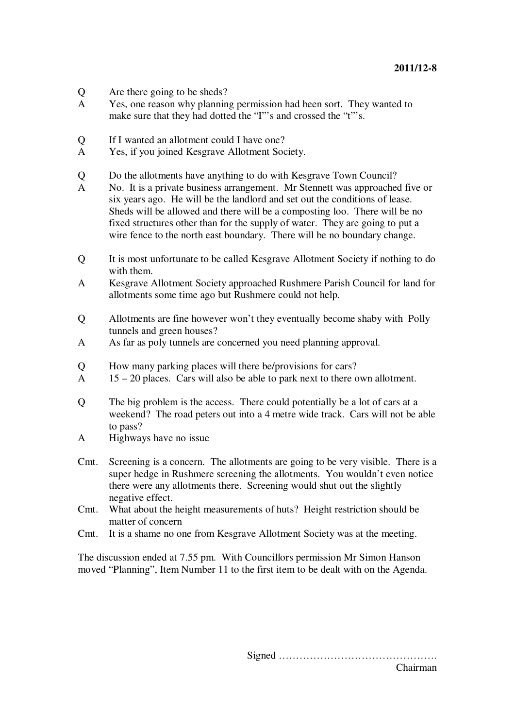Q	Are there going to be sheds?
A	Yes, one reason why planning permission had been sort. They wanted to make sure that they had dotted the "I"'s and crossed the "t"'s.

Q	If I wanted an allotment could I have one?
A	Yes, if you joined Kesgrave Allotment Society.

Q	Do the allotments have anything to do with Kesgrave Town Council?
A	No. It is a private business arrangement. Mr Stennett was approached five or six years ago. He will be the landlord and set out the conditions of lease. Sheds will be allowed and there will be a composting loo. There will be no fixed structures other than for the supply of water. They are going to put a wire fence to the north east boundary. There will be no boundary change.

Q	It is most unfortunate to be called Kesgrave Allotment Society if nothing to do with them.
A	Kesgrave Allotment Society approached Rushmere Parish Council for land for allotments some time ago but Rushmere could not help.

Q	Allotments are fine however won't they eventually become shaby with Polly tunnels and green houses?
A	As far as poly tunnels are concerned you need planning approval.

Q	How many parking places will there be/provisions for cars?
A	15 – 20 places. Cars will also be able to park next to there own allotment.

Q	The big problem is the access. There could potentially be a lot of cars at a weekend? The road peters out into a 4 metre wide track. Cars will not be able to pass?
A	Highways have no issue

Cmt.	Screening is a concern. The allotments are going to be very visible. There is a super hedge in Rushmere screening the allotments. You wouldn't even notice there were any allotments there. Screening would shut out the slightly negative effect.
Cmt.	What about the height measurements of huts? Height restriction should be matter of concern
Cmt.	It is a shame no one from Kesgrave Allotment Society was at the meeting.

The discussion ended at 7.55 pm. With Councillors permission Mr Simon Hanson moved "Planning", Item Number 11 to the first item to be dealt with on the Agenda.

Signed ……………………………………….
Chairman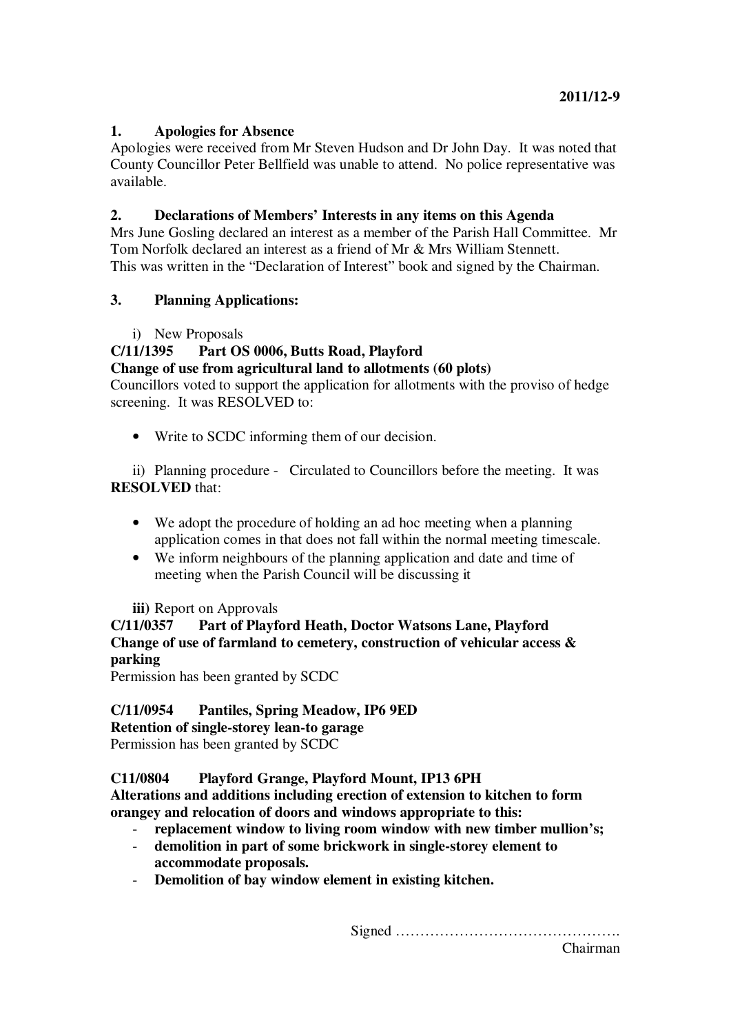2011/12-9

**1. Apologies for Absence**

Apologies were received from Mr Steven Hudson and Dr John Day. It was noted that County Councillor Peter Bellfield was unable to attend. No police representative was available.

**2. Declarations of Members' Interests in any items on this Agenda**

Mrs June Gosling declared an interest as a member of the Parish Hall Committee. Mr Tom Norfolk declared an interest as a friend of Mr & Mrs William Stennett. This was written in the "Declaration of Interest" book and signed by the Chairman.

**3. Planning Applications:**

i) New Proposals

**C/11/1395 Part OS 0006, Butts Road, Playford**
**Change of use from agricultural land to allotments (60 plots)**

Councillors voted to support the application for allotments with the proviso of hedge screening. It was RESOLVED to:

- Write to SCDC informing them of our decision.

ii) Planning procedure - Circulated to Councillors before the meeting. It was **RESOLVED** that:

- We adopt the procedure of holding an ad hoc meeting when a planning application comes in that does not fall within the normal meeting timescale.
- We inform neighbours of the planning application and date and time of meeting when the Parish Council will be discussing it

**iii)** Report on Approvals

**C/11/0357 Part of Playford Heath, Doctor Watsons Lane, Playford**
**Change of use of farmland to cemetery, construction of vehicular access & parking**

Permission has been granted by SCDC

**C/11/0954 Pantiles, Spring Meadow, IP6 9ED**
**Retention of single-storey lean-to garage**

Permission has been granted by SCDC

**C11/0804 Playford Grange, Playford Mount, IP13 6PH**
**Alterations and additions including erection of extension to kitchen to form orangey and relocation of doors and windows appropriate to this:**

- **replacement window to living room window with new timber mullion's;**
- **demolition in part of some brickwork in single-storey element to accommodate proposals.**
- **Demolition of bay window element in existing kitchen.**

Signed ……………………………………….
Chairman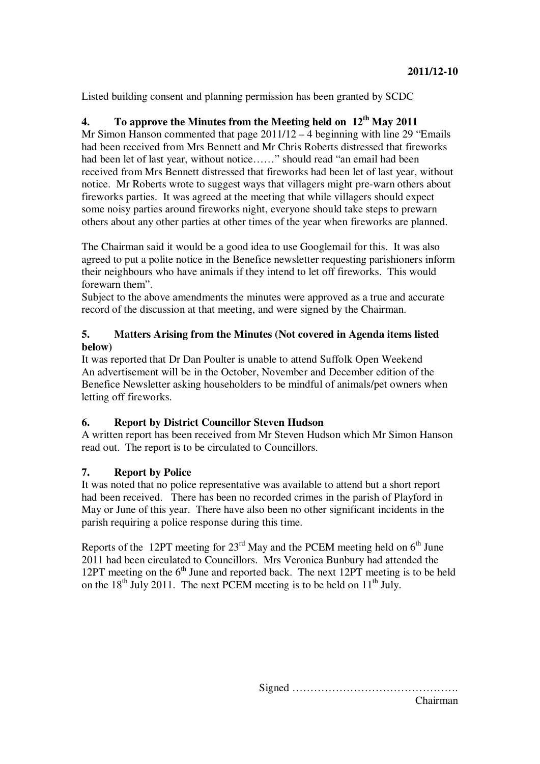**2011/12-10**

Listed building consent and planning permission has been granted by SCDC

## 4. To approve the Minutes from the Meeting held on 12th May 2011

Mr Simon Hanson commented that page 2011/12 – 4 beginning with line 29 "Emails had been received from Mrs Bennett and Mr Chris Roberts distressed that fireworks had been let of last year, without notice……" should read "an email had been received from Mrs Bennett distressed that fireworks had been let of last year, without notice. Mr Roberts wrote to suggest ways that villagers might pre-warn others about fireworks parties. It was agreed at the meeting that while villagers should expect some noisy parties around fireworks night, everyone should take steps to prewarn others about any other parties at other times of the year when fireworks are planned.

The Chairman said it would be a good idea to use Googlemail for this. It was also agreed to put a polite notice in the Benefice newsletter requesting parishioners inform their neighbours who have animals if they intend to let off fireworks. This would forewarn them".

Subject to the above amendments the minutes were approved as a true and accurate record of the discussion at that meeting, and were signed by the Chairman.

## 5. Matters Arising from the Minutes (Not covered in Agenda items listed below)

It was reported that Dr Dan Poulter is unable to attend Suffolk Open Weekend

An advertisement will be in the October, November and December edition of the Benefice Newsletter asking householders to be mindful of animals/pet owners when letting off fireworks.

## 6. Report by District Councillor Steven Hudson

A written report has been received from Mr Steven Hudson which Mr Simon Hanson read out. The report is to be circulated to Councillors.

## 7. Report by Police

It was noted that no police representative was available to attend but a short report had been received. There has been no recorded crimes in the parish of Playford in May or June of this year. There have also been no other significant incidents in the parish requiring a police response during this time.

Reports of the 12PT meeting for 23rd May and the PCEM meeting held on 6th June 2011 had been circulated to Councillors. Mrs Veronica Bunbury had attended the 12PT meeting on the 6th June and reported back. The next 12PT meeting is to be held on the 18th July 2011. The next PCEM meeting is to be held on 11th July.

Signed ……………………………………….
Chairman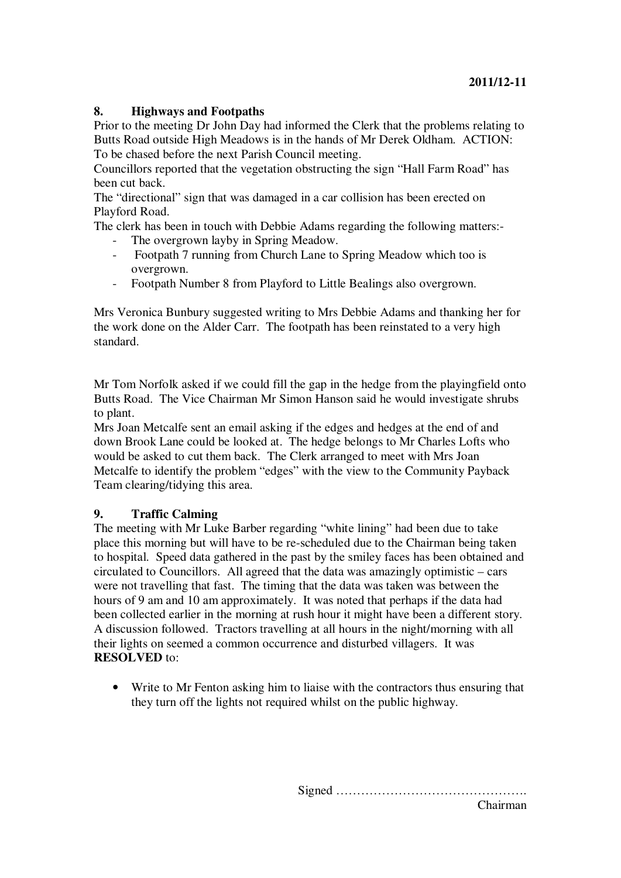**2011/12-11**

## 8. Highways and Footpaths

Prior to the meeting Dr John Day had informed the Clerk that the problems relating to Butts Road outside High Meadows is in the hands of Mr Derek Oldham. ACTION: To be chased before the next Parish Council meeting.

Councillors reported that the vegetation obstructing the sign "Hall Farm Road" has been cut back.

The "directional" sign that was damaged in a car collision has been erected on Playford Road.

The clerk has been in touch with Debbie Adams regarding the following matters:-

- The overgrown layby in Spring Meadow.
- Footpath 7 running from Church Lane to Spring Meadow which too is overgrown.
- Footpath Number 8 from Playford to Little Bealings also overgrown.

Mrs Veronica Bunbury suggested writing to Mrs Debbie Adams and thanking her for the work done on the Alder Carr. The footpath has been reinstated to a very high standard.

Mr Tom Norfolk asked if we could fill the gap in the hedge from the playingfield onto Butts Road. The Vice Chairman Mr Simon Hanson said he would investigate shrubs to plant.

Mrs Joan Metcalfe sent an email asking if the edges and hedges at the end of and down Brook Lane could be looked at. The hedge belongs to Mr Charles Lofts who would be asked to cut them back. The Clerk arranged to meet with Mrs Joan Metcalfe to identify the problem "edges" with the view to the Community Payback Team clearing/tidying this area.

## 9. Traffic Calming

The meeting with Mr Luke Barber regarding "white lining" had been due to take place this morning but will have to be re-scheduled due to the Chairman being taken to hospital. Speed data gathered in the past by the smiley faces has been obtained and circulated to Councillors. All agreed that the data was amazingly optimistic – cars were not travelling that fast. The timing that the data was taken was between the hours of 9 am and 10 am approximately. It was noted that perhaps if the data had been collected earlier in the morning at rush hour it might have been a different story. A discussion followed. Tractors travelling at all hours in the night/morning with all their lights on seemed a common occurrence and disturbed villagers. It was **RESOLVED** to:

- Write to Mr Fenton asking him to liaise with the contractors thus ensuring that they turn off the lights not required whilst on the public highway.

Signed ……………………………………….
Chairman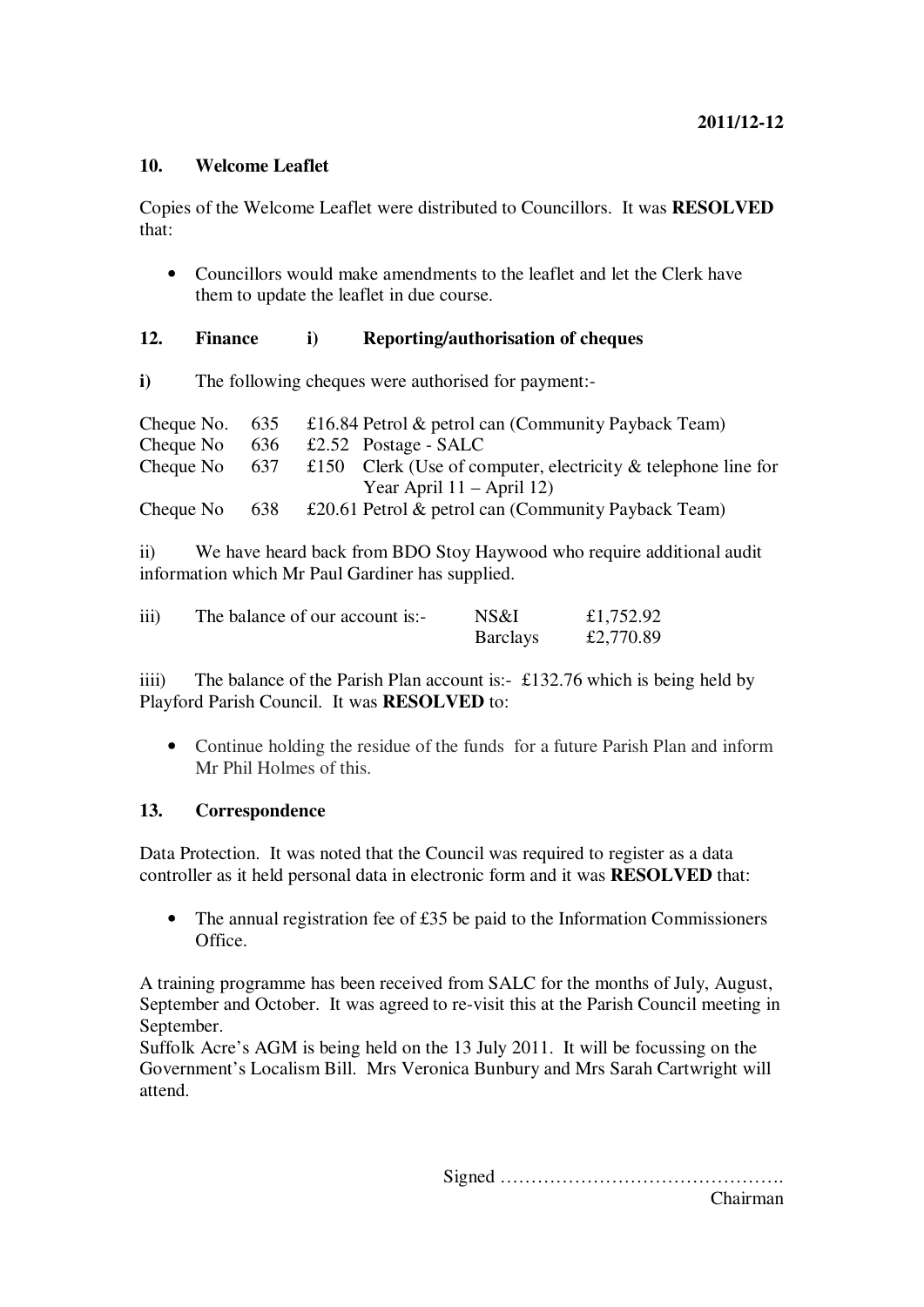**2011/12-12**

**10. Welcome Leaflet**

Copies of the Welcome Leaflet were distributed to Councillors. It was **RESOLVED** that:

- Councillors would make amendments to the leaflet and let the Clerk have them to update the leaflet in due course.

**12. Finance i) Reporting/authorisation of cheques**

**i)** The following cheques were authorised for payment:-

| | | |
|---|---|---|
| Cheque No. | 635 | £16.84 Petrol & petrol can (Community Payback Team) |
| Cheque No | 636 | £2.52 Postage - SALC |
| Cheque No | 637 | £150 Clerk (Use of computer, electricity & telephone line for Year April 11 – April 12) |
| Cheque No | 638 | £20.61 Petrol & petrol can (Community Payback Team) |

ii) We have heard back from BDO Stoy Haywood who require additional audit information which Mr Paul Gardiner has supplied.

| | | |
|---|---|---|
| iii) The balance of our account is:- | NS&I | £1,752.92 |
| | Barclays | £2,770.89 |

iiii) The balance of the Parish Plan account is:- £132.76 which is being held by Playford Parish Council. It was **RESOLVED** to:

- Continue holding the residue of the funds for a future Parish Plan and inform Mr Phil Holmes of this.

**13. Correspondence**

Data Protection. It was noted that the Council was required to register as a data controller as it held personal data in electronic form and it was **RESOLVED** that:

- The annual registration fee of £35 be paid to the Information Commissioners Office.

A training programme has been received from SALC for the months of July, August, September and October. It was agreed to re-visit this at the Parish Council meeting in September.
Suffolk Acre's AGM is being held on the 13 July 2011. It will be focussing on the Government's Localism Bill. Mrs Veronica Bunbury and Mrs Sarah Cartwright will attend.

Signed ……………………………………….
Chairman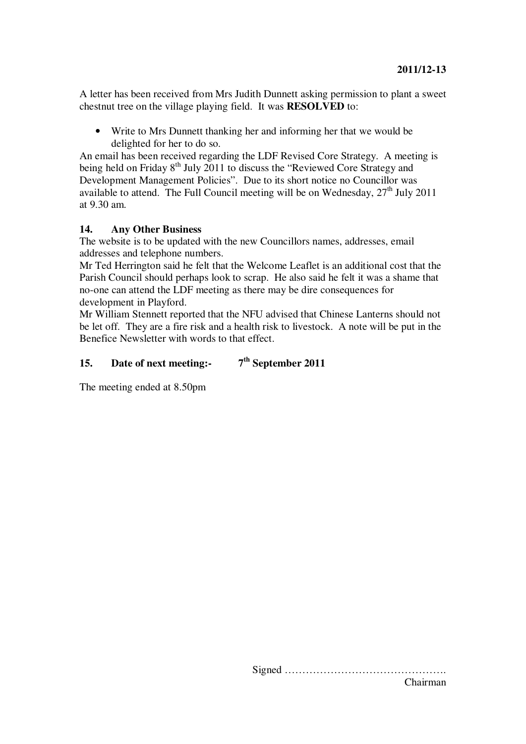**2011/12-13**

A letter has been received from Mrs Judith Dunnett asking permission to plant a sweet chestnut tree on the village playing field. It was **RESOLVED** to:

- Write to Mrs Dunnett thanking her and informing her that we would be delighted for her to do so.

An email has been received regarding the LDF Revised Core Strategy. A meeting is being held on Friday 8th July 2011 to discuss the "Reviewed Core Strategy and Development Management Policies". Due to its short notice no Councillor was available to attend. The Full Council meeting will be on Wednesday, 27th July 2011 at 9.30 am.

## 14. Any Other Business

The website is to be updated with the new Councillors names, addresses, email addresses and telephone numbers.

Mr Ted Herrington said he felt that the Welcome Leaflet is an additional cost that the Parish Council should perhaps look to scrap. He also said he felt it was a shame that no-one can attend the LDF meeting as there may be dire consequences for development in Playford.

Mr William Stennett reported that the NFU advised that Chinese Lanterns should not be let off. They are a fire risk and a health risk to livestock. A note will be put in the Benefice Newsletter with words to that effect.

## 15. Date of next meeting:- 7th September 2011

The meeting ended at 8.50pm

Signed ……………………………………….
Chairman